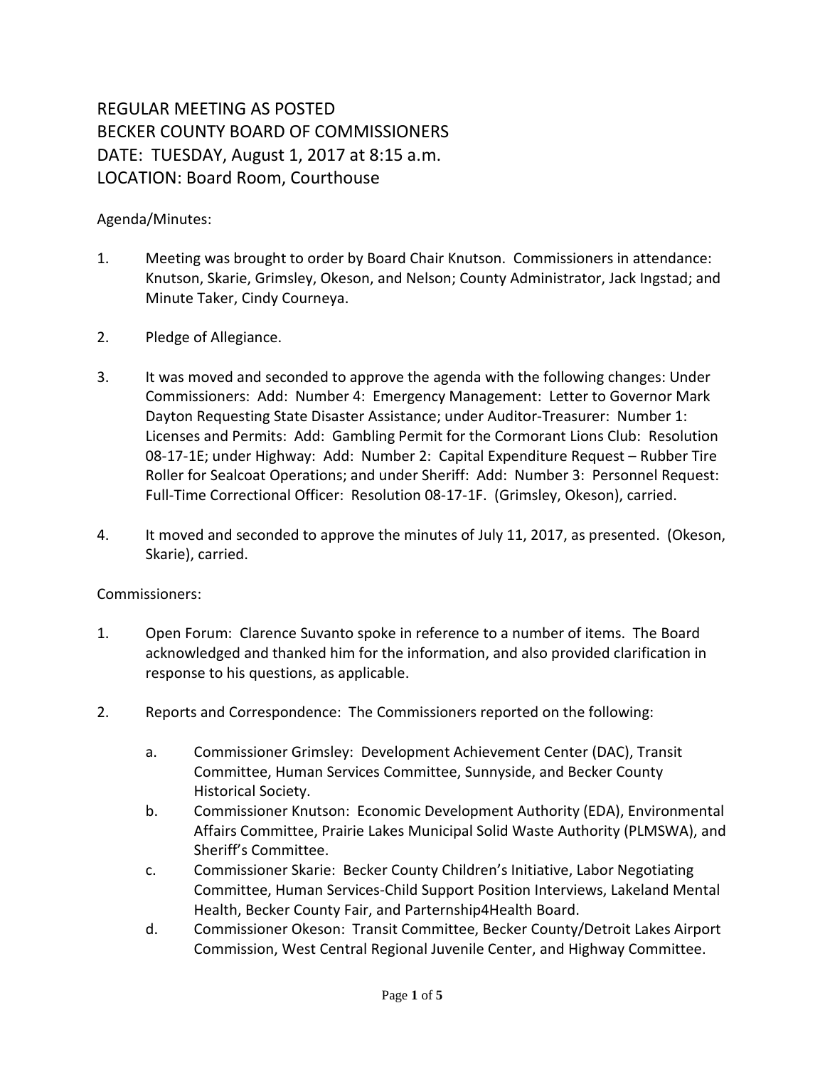# REGULAR MEETING AS POSTED
# BECKER COUNTY BOARD OF COMMISSIONERS
# DATE: TUESDAY, August 1, 2017 at 8:15 a.m.
# LOCATION: Board Room, Courthouse

Agenda/Minutes:

1. Meeting was brought to order by Board Chair Knutson. Commissioners in attendance: Knutson, Skarie, Grimsley, Okeson, and Nelson; County Administrator, Jack Ingstad; and Minute Taker, Cindy Courneya.

2. Pledge of Allegiance.

3. It was moved and seconded to approve the agenda with the following changes: Under Commissioners: Add: Number 4: Emergency Management: Letter to Governor Mark Dayton Requesting State Disaster Assistance; under Auditor-Treasurer: Number 1: Licenses and Permits: Add: Gambling Permit for the Cormorant Lions Club: Resolution 08-17-1E; under Highway: Add: Number 2: Capital Expenditure Request – Rubber Tire Roller for Sealcoat Operations; and under Sheriff: Add: Number 3: Personnel Request: Full-Time Correctional Officer: Resolution 08-17-1F. (Grimsley, Okeson), carried.

4. It moved and seconded to approve the minutes of July 11, 2017, as presented. (Okeson, Skarie), carried.

Commissioners:

1. Open Forum: Clarence Suvanto spoke in reference to a number of items. The Board acknowledged and thanked him for the information, and also provided clarification in response to his questions, as applicable.

2. Reports and Correspondence: The Commissioners reported on the following:

   a. Commissioner Grimsley: Development Achievement Center (DAC), Transit Committee, Human Services Committee, Sunnyside, and Becker County Historical Society.
   b. Commissioner Knutson: Economic Development Authority (EDA), Environmental Affairs Committee, Prairie Lakes Municipal Solid Waste Authority (PLMSWA), and Sheriff's Committee.
   c. Commissioner Skarie: Becker County Children's Initiative, Labor Negotiating Committee, Human Services-Child Support Position Interviews, Lakeland Mental Health, Becker County Fair, and Parternship4Health Board.
   d. Commissioner Okeson: Transit Committee, Becker County/Detroit Lakes Airport Commission, West Central Regional Juvenile Center, and Highway Committee.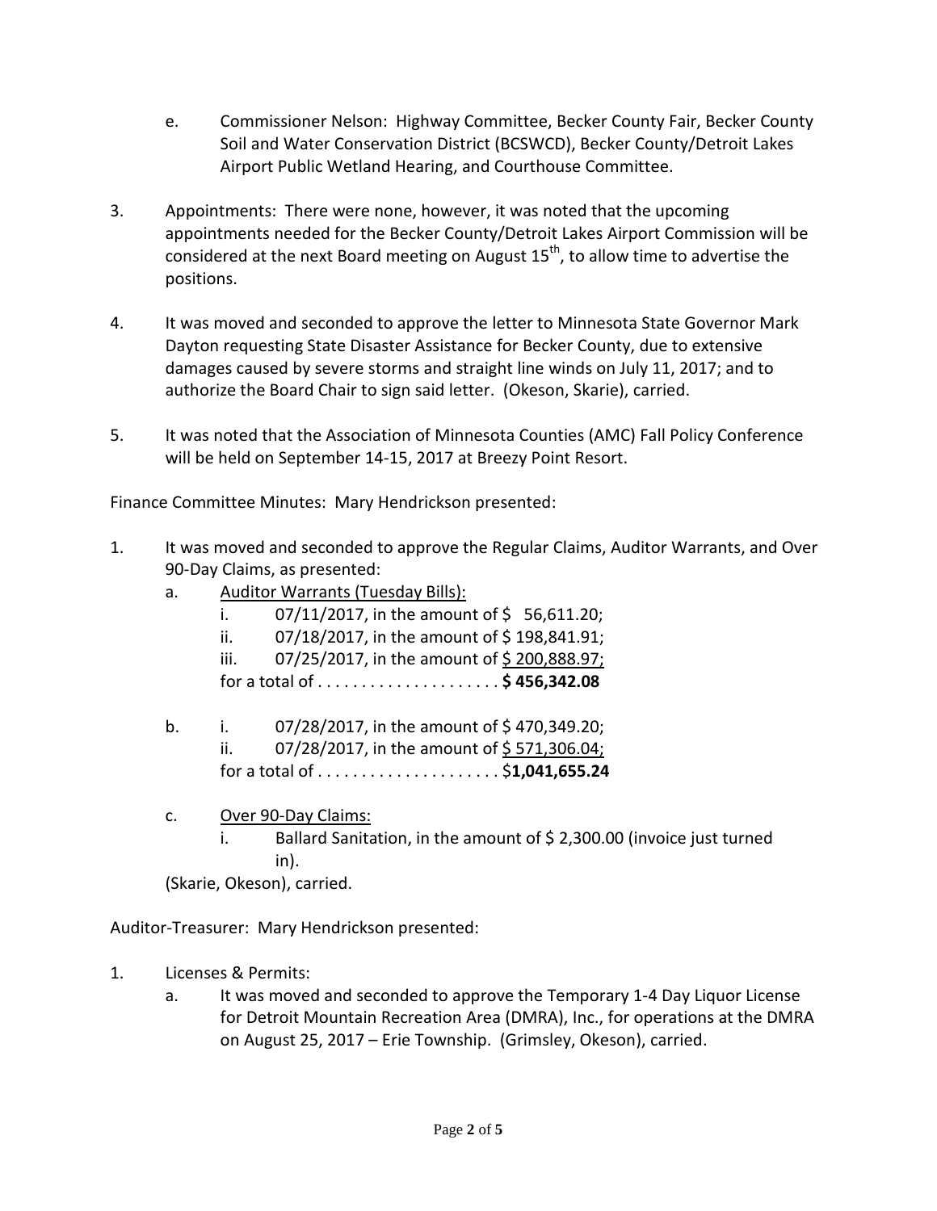e. Commissioner Nelson: Highway Committee, Becker County Fair, Becker County Soil and Water Conservation District (BCSWCD), Becker County/Detroit Lakes Airport Public Wetland Hearing, and Courthouse Committee.

3. Appointments: There were none, however, it was noted that the upcoming appointments needed for the Becker County/Detroit Lakes Airport Commission will be considered at the next Board meeting on August 15th, to allow time to advertise the positions.

4. It was moved and seconded to approve the letter to Minnesota State Governor Mark Dayton requesting State Disaster Assistance for Becker County, due to extensive damages caused by severe storms and straight line winds on July 11, 2017; and to authorize the Board Chair to sign said letter. (Okeson, Skarie), carried.

5. It was noted that the Association of Minnesota Counties (AMC) Fall Policy Conference will be held on September 14-15, 2017 at Breezy Point Resort.

Finance Committee Minutes: Mary Hendrickson presented:

1. It was moved and seconded to approve the Regular Claims, Auditor Warrants, and Over 90-Day Claims, as presented:
   a. Auditor Warrants (Tuesday Bills):
      i. 07/11/2017, in the amount of $ 56,611.20;
      ii. 07/18/2017, in the amount of $ 198,841.91;
      iii. 07/25/2017, in the amount of $ 200,888.97;
      for a total of . . . . . . . . . . . . . . . . . . . . . **$ 456,342.08**

   b. i. 07/28/2017, in the amount of $ 470,349.20;
      ii. 07/28/2017, in the amount of $ 571,306.04;
      for a total of . . . . . . . . . . . . . . . . . . . . . $**1,041,655.24**

   c. Over 90-Day Claims:
      i. Ballard Sanitation, in the amount of $ 2,300.00 (invoice just turned in).

   (Skarie, Okeson), carried.

Auditor-Treasurer: Mary Hendrickson presented:

1. Licenses & Permits:
   a. It was moved and seconded to approve the Temporary 1-4 Day Liquor License for Detroit Mountain Recreation Area (DMRA), Inc., for operations at the DMRA on August 25, 2017 – Erie Township. (Grimsley, Okeson), carried.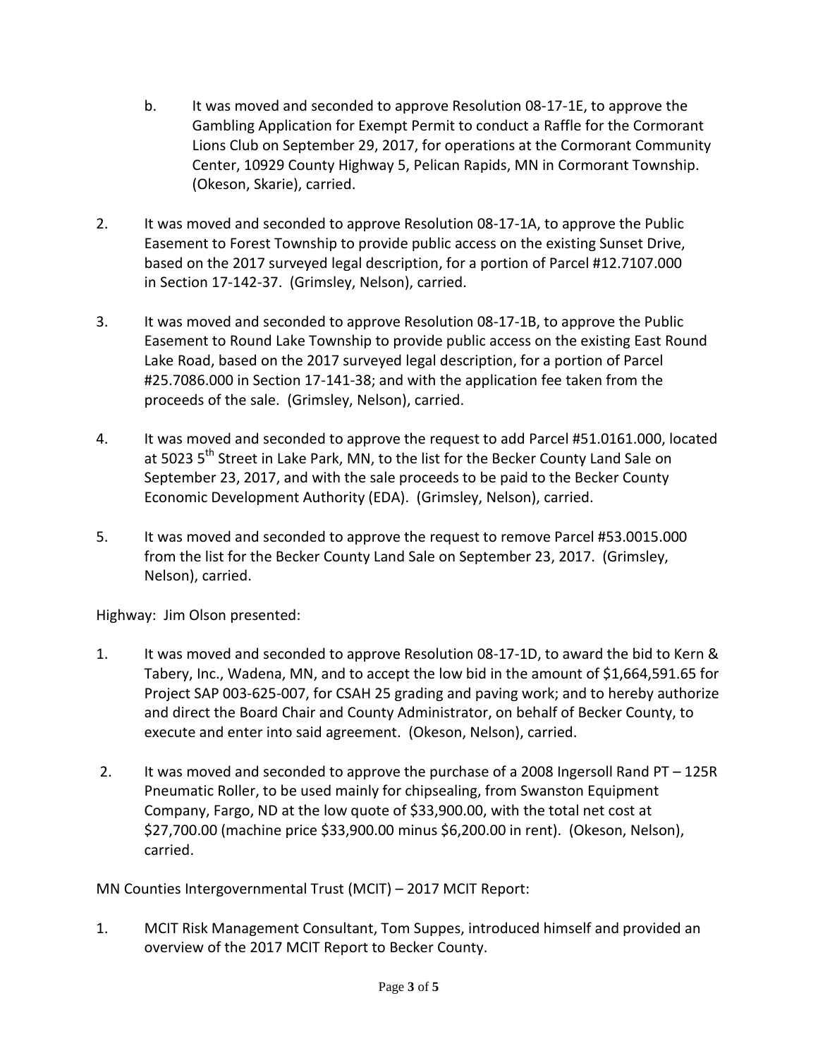b. It was moved and seconded to approve Resolution 08-17-1E, to approve the Gambling Application for Exempt Permit to conduct a Raffle for the Cormorant Lions Club on September 29, 2017, for operations at the Cormorant Community Center, 10929 County Highway 5, Pelican Rapids, MN in Cormorant Township. (Okeson, Skarie), carried.

2. It was moved and seconded to approve Resolution 08-17-1A, to approve the Public Easement to Forest Township to provide public access on the existing Sunset Drive, based on the 2017 surveyed legal description, for a portion of Parcel #12.7107.000 in Section 17-142-37. (Grimsley, Nelson), carried.

3. It was moved and seconded to approve Resolution 08-17-1B, to approve the Public Easement to Round Lake Township to provide public access on the existing East Round Lake Road, based on the 2017 surveyed legal description, for a portion of Parcel #25.7086.000 in Section 17-141-38; and with the application fee taken from the proceeds of the sale. (Grimsley, Nelson), carried.

4. It was moved and seconded to approve the request to add Parcel #51.0161.000, located at 5023 5th Street in Lake Park, MN, to the list for the Becker County Land Sale on September 23, 2017, and with the sale proceeds to be paid to the Becker County Economic Development Authority (EDA). (Grimsley, Nelson), carried.

5. It was moved and seconded to approve the request to remove Parcel #53.0015.000 from the list for the Becker County Land Sale on September 23, 2017. (Grimsley, Nelson), carried.

Highway: Jim Olson presented:

1. It was moved and seconded to approve Resolution 08-17-1D, to award the bid to Kern & Tabery, Inc., Wadena, MN, and to accept the low bid in the amount of $1,664,591.65 for Project SAP 003-625-007, for CSAH 25 grading and paving work; and to hereby authorize and direct the Board Chair and County Administrator, on behalf of Becker County, to execute and enter into said agreement. (Okeson, Nelson), carried.

2. It was moved and seconded to approve the purchase of a 2008 Ingersoll Rand PT – 125R Pneumatic Roller, to be used mainly for chipsealing, from Swanston Equipment Company, Fargo, ND at the low quote of $33,900.00, with the total net cost at $27,700.00 (machine price $33,900.00 minus $6,200.00 in rent). (Okeson, Nelson), carried.

MN Counties Intergovernmental Trust (MCIT) – 2017 MCIT Report:

1. MCIT Risk Management Consultant, Tom Suppes, introduced himself and provided an overview of the 2017 MCIT Report to Becker County.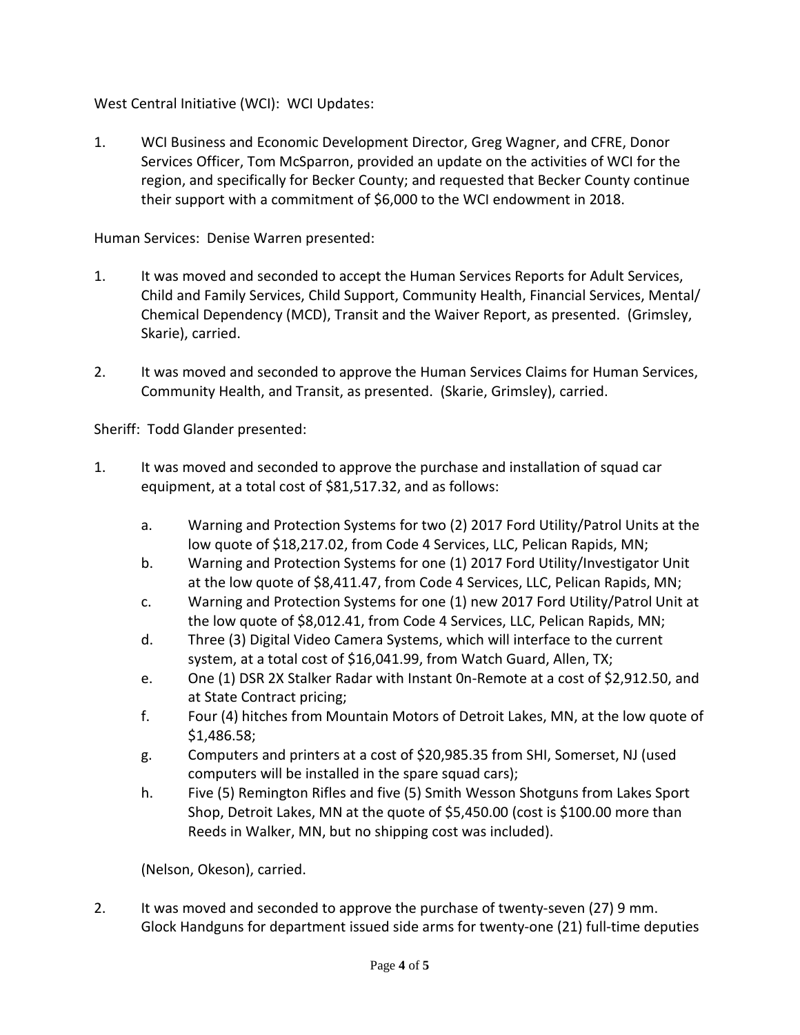West Central Initiative (WCI): WCI Updates:

1. WCI Business and Economic Development Director, Greg Wagner, and CFRE, Donor Services Officer, Tom McSparron, provided an update on the activities of WCI for the region, and specifically for Becker County; and requested that Becker County continue their support with a commitment of $6,000 to the WCI endowment in 2018.

Human Services: Denise Warren presented:

1. It was moved and seconded to accept the Human Services Reports for Adult Services, Child and Family Services, Child Support, Community Health, Financial Services, Mental/ Chemical Dependency (MCD), Transit and the Waiver Report, as presented. (Grimsley, Skarie), carried.

2. It was moved and seconded to approve the Human Services Claims for Human Services, Community Health, and Transit, as presented. (Skarie, Grimsley), carried.

Sheriff: Todd Glander presented:

1. It was moved and seconded to approve the purchase and installation of squad car equipment, at a total cost of $81,517.32, and as follows:

   a. Warning and Protection Systems for two (2) 2017 Ford Utility/Patrol Units at the low quote of $18,217.02, from Code 4 Services, LLC, Pelican Rapids, MN;
   b. Warning and Protection Systems for one (1) 2017 Ford Utility/Investigator Unit at the low quote of $8,411.47, from Code 4 Services, LLC, Pelican Rapids, MN;
   c. Warning and Protection Systems for one (1) new 2017 Ford Utility/Patrol Unit at the low quote of $8,012.41, from Code 4 Services, LLC, Pelican Rapids, MN;
   d. Three (3) Digital Video Camera Systems, which will interface to the current system, at a total cost of $16,041.99, from Watch Guard, Allen, TX;
   e. One (1) DSR 2X Stalker Radar with Instant 0n-Remote at a cost of $2,912.50, and at State Contract pricing;
   f. Four (4) hitches from Mountain Motors of Detroit Lakes, MN, at the low quote of $1,486.58;
   g. Computers and printers at a cost of $20,985.35 from SHI, Somerset, NJ (used computers will be installed in the spare squad cars);
   h. Five (5) Remington Rifles and five (5) Smith Wesson Shotguns from Lakes Sport Shop, Detroit Lakes, MN at the quote of $5,450.00 (cost is $100.00 more than Reeds in Walker, MN, but no shipping cost was included).

   (Nelson, Okeson), carried.

2. It was moved and seconded to approve the purchase of twenty-seven (27) 9 mm. Glock Handguns for department issued side arms for twenty-one (21) full-time deputies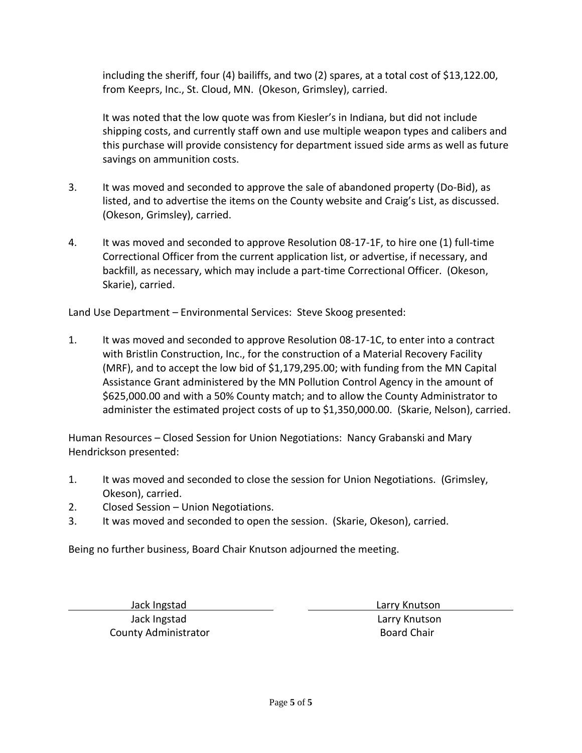including the sheriff, four (4) bailiffs, and two (2) spares, at a total cost of $13,122.00, from Keeprs, Inc., St. Cloud, MN. (Okeson, Grimsley), carried.

It was noted that the low quote was from Kiesler's in Indiana, but did not include shipping costs, and currently staff own and use multiple weapon types and calibers and this purchase will provide consistency for department issued side arms as well as future savings on ammunition costs.

3. It was moved and seconded to approve the sale of abandoned property (Do-Bid), as listed, and to advertise the items on the County website and Craig's List, as discussed. (Okeson, Grimsley), carried.

4. It was moved and seconded to approve Resolution 08-17-1F, to hire one (1) full-time Correctional Officer from the current application list, or advertise, if necessary, and backfill, as necessary, which may include a part-time Correctional Officer. (Okeson, Skarie), carried.

Land Use Department – Environmental Services: Steve Skoog presented:

1. It was moved and seconded to approve Resolution 08-17-1C, to enter into a contract with Bristlin Construction, Inc., for the construction of a Material Recovery Facility (MRF), and to accept the low bid of $1,179,295.00; with funding from the MN Capital Assistance Grant administered by the MN Pollution Control Agency in the amount of $625,000.00 and with a 50% County match; and to allow the County Administrator to administer the estimated project costs of up to $1,350,000.00. (Skarie, Nelson), carried.

Human Resources – Closed Session for Union Negotiations: Nancy Grabanski and Mary Hendrickson presented:

1. It was moved and seconded to close the session for Union Negotiations. (Grimsley, Okeson), carried.
2. Closed Session – Union Negotiations.
3. It was moved and seconded to open the session. (Skarie, Okeson), carried.

Being no further business, Board Chair Knutson adjourned the meeting.

Jack Ingstad
Jack Ingstad
County Administrator

Larry Knutson
Larry Knutson
Board Chair